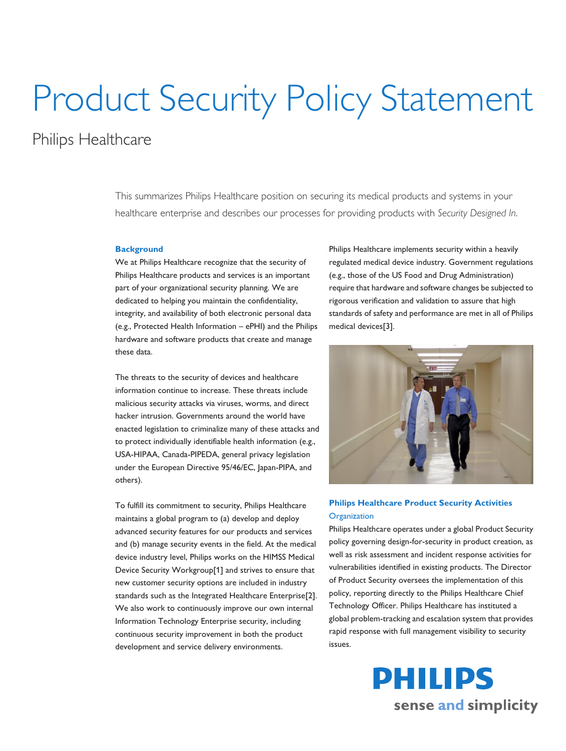# Product Security Policy Statement

## Philips Healthcare

This summarizes Philips Healthcare position on securing its medical products and systems in your healthcare enterprise and describes our processes for providing products with *Security Designed In*.

**Background**

We at Philips Healthcare recognize that the security of Philips Healthcare products and services is an important part of your organizational security planning. We are dedicated to helping you maintain the confidentiality, integrity, and availability of both electronic personal data (e.g., Protected Health Information – ePHI) and the Philips hardware and software products that create and manage these data.

The threats to the security of devices and healthcare information continue to increase. These threats include malicious security attacks via viruses, worms, and direct hacker intrusion. Governments around the world have enacted legislation to criminalize many of these attacks and to protect individually identifiable health information (e.g., USA-HIPAA, Canada-PIPEDA, general privacy legislation under the European Directive 95/46/EC, Japan-PIPA, and others).

To fulfill its commitment to security, Philips Healthcare maintains a global program to (a) develop and deploy advanced security features for our products and services and (b) manage security events in the field. At the medical device industry level, Philips works on the HIMSS Medical Device Security Workgroup[1] and strives to ensure that new customer security options are included in industry standards such as the Integrated Healthcare Enterprise[2]. We also work to continuously improve our own internal Information Technology Enterprise security, including continuous security improvement in both the product development and service delivery environments.

Philips Healthcare implements security within a heavily regulated medical device industry. Government regulations (e.g., those of the US Food and Drug Administration) require that hardware and software changes be subjected to rigorous verification and validation to assure that high standards of safety and performance are met in all of Philips medical devices[3].

**Philips Healthcare Product Security Activities**

Organization

Philips Healthcare operates under a global Product Security policy governing design-for-security in product creation, as well as risk assessment and incident response activities for vulnerabilities identified in existing products. The Director of Product Security oversees the implementation of this policy, reporting directly to the Philips Healthcare Chief Technology Officer. Philips Healthcare has instituted a global problem-tracking and escalation system that provides rapid response with full management visibility to security issues.

PHILIPS
sense and simplicity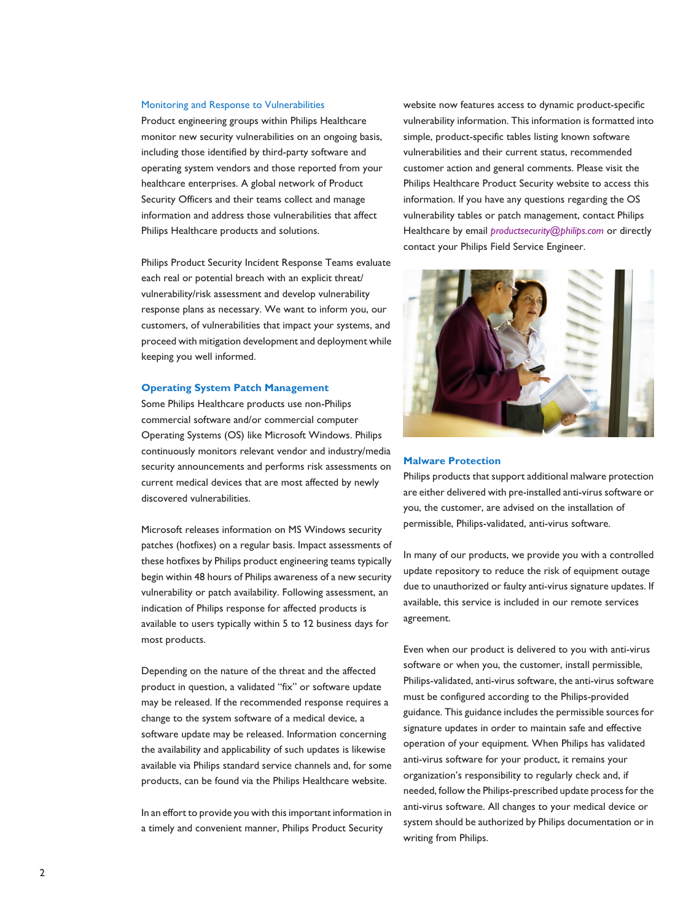### Monitoring and Response to Vulnerabilities

Product engineering groups within Philips Healthcare monitor new security vulnerabilities on an ongoing basis, including those identified by third-party software and operating system vendors and those reported from your healthcare enterprises. A global network of Product Security Officers and their teams collect and manage information and address those vulnerabilities that affect Philips Healthcare products and solutions.

Philips Product Security Incident Response Teams evaluate each real or potential breach with an explicit threat/vulnerability/risk assessment and develop vulnerability response plans as necessary. We want to inform you, our customers, of vulnerabilities that impact your systems, and proceed with mitigation development and deployment while keeping you well informed.

## Operating System Patch Management

Some Philips Healthcare products use non-Philips commercial software and/or commercial computer Operating Systems (OS) like Microsoft Windows. Philips continuously monitors relevant vendor and industry/media security announcements and performs risk assessments on current medical devices that are most affected by newly discovered vulnerabilities.

Microsoft releases information on MS Windows security patches (hotfixes) on a regular basis. Impact assessments of these hotfixes by Philips product engineering teams typically begin within 48 hours of Philips awareness of a new security vulnerability or patch availability. Following assessment, an indication of Philips response for affected products is available to users typically within 5 to 12 business days for most products.

Depending on the nature of the threat and the affected product in question, a validated "fix" or software update may be released. If the recommended response requires a change to the system software of a medical device, a software update may be released. Information concerning the availability and applicability of such updates is likewise available via Philips standard service channels and, for some products, can be found via the Philips Healthcare website.

In an effort to provide you with this important information in a timely and convenient manner, Philips Product Security website now features access to dynamic product-specific vulnerability information. This information is formatted into simple, product-specific tables listing known software vulnerabilities and their current status, recommended customer action and general comments. Please visit the Philips Healthcare Product Security website to access this information. If you have any questions regarding the OS vulnerability tables or patch management, contact Philips Healthcare by email *productsecurity@philips.com* or directly contact your Philips Field Service Engineer.

## Malware Protection

Philips products that support additional malware protection are either delivered with pre-installed anti-virus software or you, the customer, are advised on the installation of permissible, Philips-validated, anti-virus software.

In many of our products, we provide you with a controlled update repository to reduce the risk of equipment outage due to unauthorized or faulty anti-virus signature updates. If available, this service is included in our remote services agreement.

Even when our product is delivered to you with anti-virus software or when you, the customer, install permissible, Philips-validated, anti-virus software, the anti-virus software must be configured according to the Philips-provided guidance. This guidance includes the permissible sources for signature updates in order to maintain safe and effective operation of your equipment. When Philips has validated anti-virus software for your product, it remains your organization's responsibility to regularly check and, if needed, follow the Philips-prescribed update process for the anti-virus software. All changes to your medical device or system should be authorized by Philips documentation or in writing from Philips.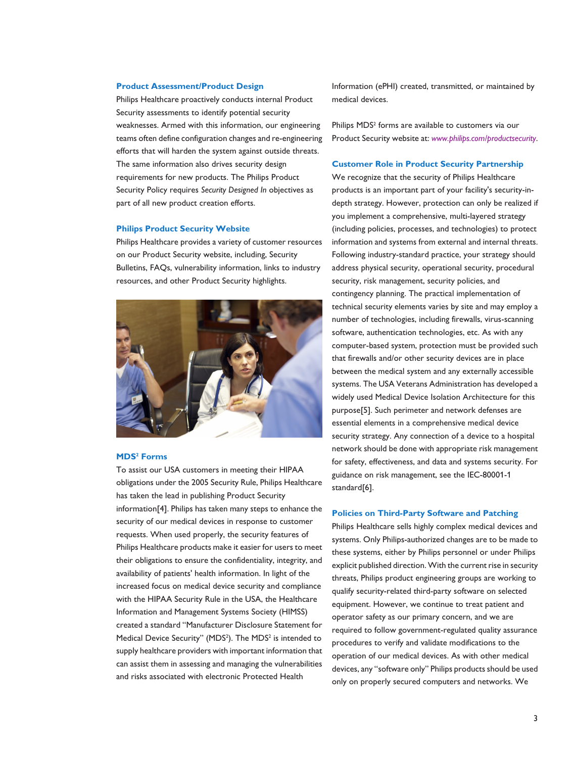## Product Assessment/Product Design

Philips Healthcare proactively conducts internal Product Security assessments to identify potential security weaknesses. Armed with this information, our engineering teams often define configuration changes and re-engineering efforts that will harden the system against outside threats. The same information also drives security design requirements for new products. The Philips Product Security Policy requires *Security Designed In* objectives as part of all new product creation efforts.

## Philips Product Security Website

Philips Healthcare provides a variety of customer resources on our Product Security website, including, Security Bulletins, FAQs, vulnerability information, links to industry resources, and other Product Security highlights.

## MDS² Forms

To assist our USA customers in meeting their HIPAA obligations under the 2005 Security Rule, Philips Healthcare has taken the lead in publishing Product Security information[4]. Philips has taken many steps to enhance the security of our medical devices in response to customer requests. When used properly, the security features of Philips Healthcare products make it easier for users to meet their obligations to ensure the confidentiality, integrity, and availability of patients' health information. In light of the increased focus on medical device security and compliance with the HIPAA Security Rule in the USA, the Healthcare Information and Management Systems Society (HIMSS) created a standard "Manufacturer Disclosure Statement for Medical Device Security" (MDS²). The MDS² is intended to supply healthcare providers with important information that can assist them in assessing and managing the vulnerabilities and risks associated with electronic Protected Health Information (ePHI) created, transmitted, or maintained by medical devices.

Philips MDS² forms are available to customers via our Product Security website at: *www.philips.com/productsecurity*.

## Customer Role in Product Security Partnership

We recognize that the security of Philips Healthcare products is an important part of your facility's security-in-depth strategy. However, protection can only be realized if you implement a comprehensive, multi-layered strategy (including policies, processes, and technologies) to protect information and systems from external and internal threats. Following industry-standard practice, your strategy should address physical security, operational security, procedural security, risk management, security policies, and contingency planning. The practical implementation of technical security elements varies by site and may employ a number of technologies, including firewalls, virus-scanning software, authentication technologies, etc. As with any computer-based system, protection must be provided such that firewalls and/or other security devices are in place between the medical system and any externally accessible systems. The USA Veterans Administration has developed a widely used Medical Device Isolation Architecture for this purpose[5]. Such perimeter and network defenses are essential elements in a comprehensive medical device security strategy. Any connection of a device to a hospital network should be done with appropriate risk management for safety, effectiveness, and data and systems security. For guidance on risk management, see the IEC-80001-1 standard[6].

## Policies on Third-Party Software and Patching

Philips Healthcare sells highly complex medical devices and systems. Only Philips-authorized changes are to be made to these systems, either by Philips personnel or under Philips explicit published direction. With the current rise in security threats, Philips product engineering groups are working to qualify security-related third-party software on selected equipment. However, we continue to treat patient and operator safety as our primary concern, and we are required to follow government-regulated quality assurance procedures to verify and validate modifications to the operation of our medical devices. As with other medical devices, any "software only" Philips products should be used only on properly secured computers and networks. We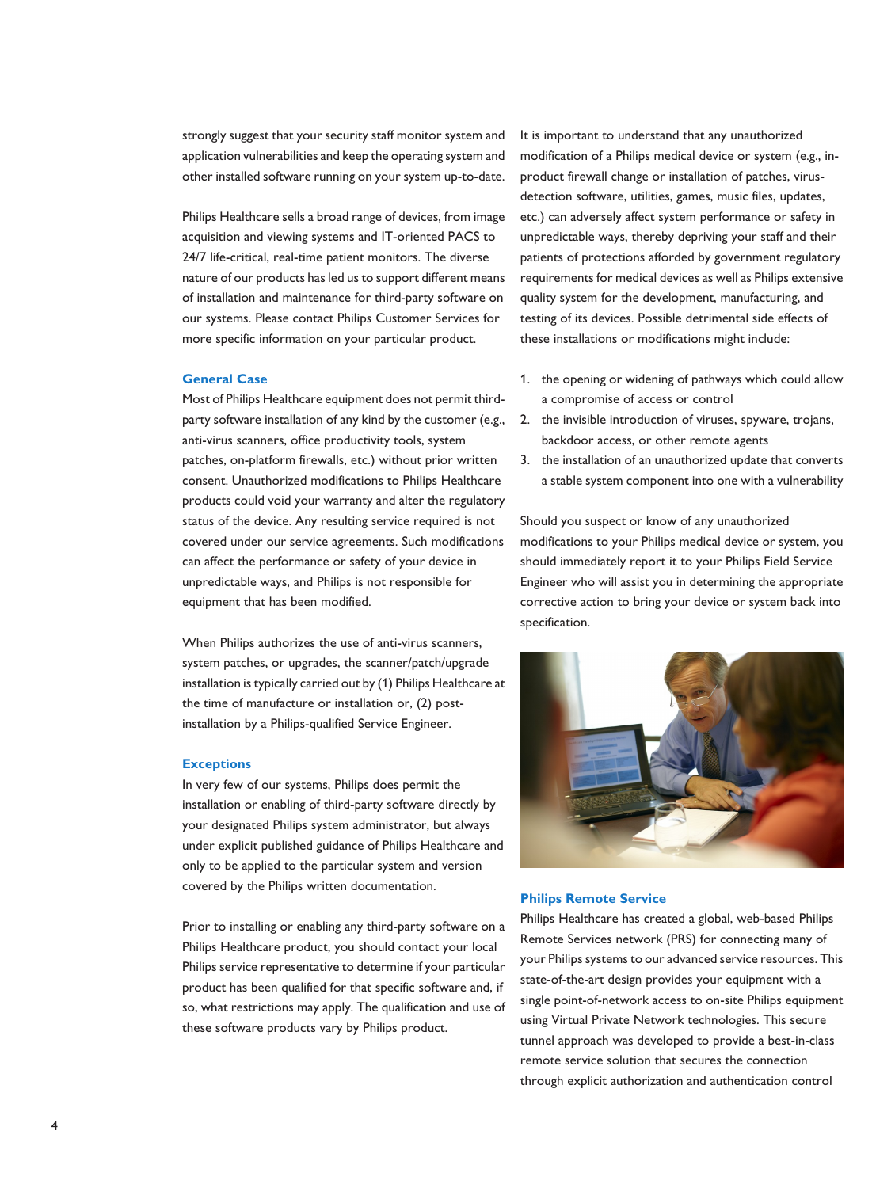strongly suggest that your security staff monitor system and application vulnerabilities and keep the operating system and other installed software running on your system up-to-date.

Philips Healthcare sells a broad range of devices, from image acquisition and viewing systems and IT-oriented PACS to 24/7 life-critical, real-time patient monitors. The diverse nature of our products has led us to support different means of installation and maintenance for third-party software on our systems. Please contact Philips Customer Services for more specific information on your particular product.

### General Case

Most of Philips Healthcare equipment does not permit third-party software installation of any kind by the customer (e.g., anti-virus scanners, office productivity tools, system patches, on-platform firewalls, etc.) without prior written consent. Unauthorized modifications to Philips Healthcare products could void your warranty and alter the regulatory status of the device. Any resulting service required is not covered under our service agreements. Such modifications can affect the performance or safety of your device in unpredictable ways, and Philips is not responsible for equipment that has been modified.

When Philips authorizes the use of anti-virus scanners, system patches, or upgrades, the scanner/patch/upgrade installation is typically carried out by (1) Philips Healthcare at the time of manufacture or installation or, (2) post-installation by a Philips-qualified Service Engineer.

### Exceptions

In very few of our systems, Philips does permit the installation or enabling of third-party software directly by your designated Philips system administrator, but always under explicit published guidance of Philips Healthcare and only to be applied to the particular system and version covered by the Philips written documentation.

Prior to installing or enabling any third-party software on a Philips Healthcare product, you should contact your local Philips service representative to determine if your particular product has been qualified for that specific software and, if so, what restrictions may apply. The qualification and use of these software products vary by Philips product.

It is important to understand that any unauthorized modification of a Philips medical device or system (e.g., in-product firewall change or installation of patches, virus-detection software, utilities, games, music files, updates, etc.) can adversely affect system performance or safety in unpredictable ways, thereby depriving your staff and their patients of protections afforded by government regulatory requirements for medical devices as well as Philips extensive quality system for the development, manufacturing, and testing of its devices. Possible detrimental side effects of these installations or modifications might include:

1. the opening or widening of pathways which could allow a compromise of access or control
2. the invisible introduction of viruses, spyware, trojans, backdoor access, or other remote agents
3. the installation of an unauthorized update that converts a stable system component into one with a vulnerability

Should you suspect or know of any unauthorized modifications to your Philips medical device or system, you should immediately report it to your Philips Field Service Engineer who will assist you in determining the appropriate corrective action to bring your device or system back into specification.

### Philips Remote Service

Philips Healthcare has created a global, web-based Philips Remote Services network (PRS) for connecting many of your Philips systems to our advanced service resources. This state-of-the-art design provides your equipment with a single point-of-network access to on-site Philips equipment using Virtual Private Network technologies. This secure tunnel approach was developed to provide a best-in-class remote service solution that secures the connection through explicit authorization and authentication control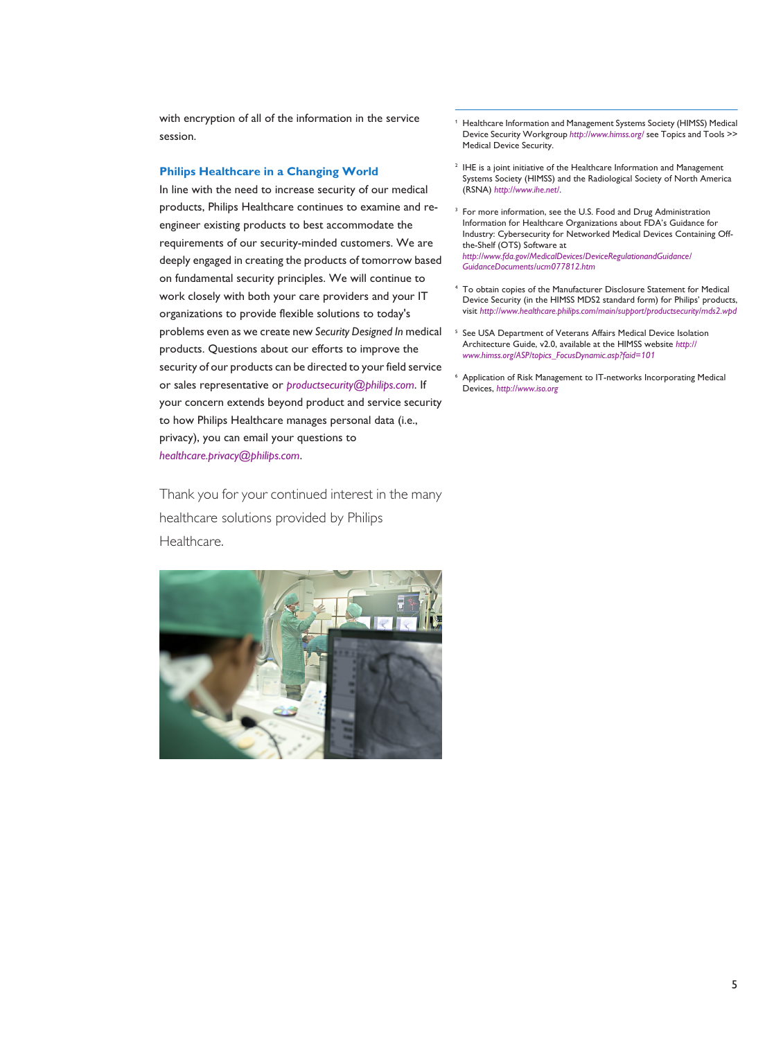with encryption of all of the information in the service session.

## Philips Healthcare in a Changing World

In line with the need to increase security of our medical products, Philips Healthcare continues to examine and re-engineer existing products to best accommodate the requirements of our security-minded customers. We are deeply engaged in creating the products of tomorrow based on fundamental security principles. We will continue to work closely with both your care providers and your IT organizations to provide flexible solutions to today's problems even as we create new *Security Designed In* medical products. Questions about our efforts to improve the security of our products can be directed to your field service or sales representative or *productsecurity@philips.com*. If your concern extends beyond product and service security to how Philips Healthcare manages personal data (i.e., privacy), you can email your questions to *healthcare.privacy@philips.com*.

Thank you for your continued interest in the many healthcare solutions provided by Philips Healthcare.

---

[1] Healthcare Information and Management Systems Society (HIMSS) Medical Device Security Workgroup *http://www.himss.org/* see Topics and Tools >> Medical Device Security.

[2] IHE is a joint initiative of the Healthcare Information and Management Systems Society (HIMSS) and the Radiological Society of North America (RSNA) *http://www.ihe.net/*.

[3] For more information, see the U.S. Food and Drug Administration Information for Healthcare Organizations about FDA's Guidance for Industry: Cybersecurity for Networked Medical Devices Containing Off-the-Shelf (OTS) Software at *http://www.fda.gov/MedicalDevices/DeviceRegulationandGuidance/GuidanceDocuments/ucm077812.htm*

[4] To obtain copies of the Manufacturer Disclosure Statement for Medical Device Security (in the HIMSS MDS2 standard form) for Philips' products, visit *http://www.healthcare.philips.com/main/support/productsecurity/mds2.wpd*

[5] See USA Department of Veterans Affairs Medical Device Isolation Architecture Guide, v2.0, available at the HIMSS website *http://www.himss.org/ASP/topics_FocusDynamic.asp?faid=101*

[6] Application of Risk Management to IT-networks Incorporating Medical Devices, *http://www.iso.org*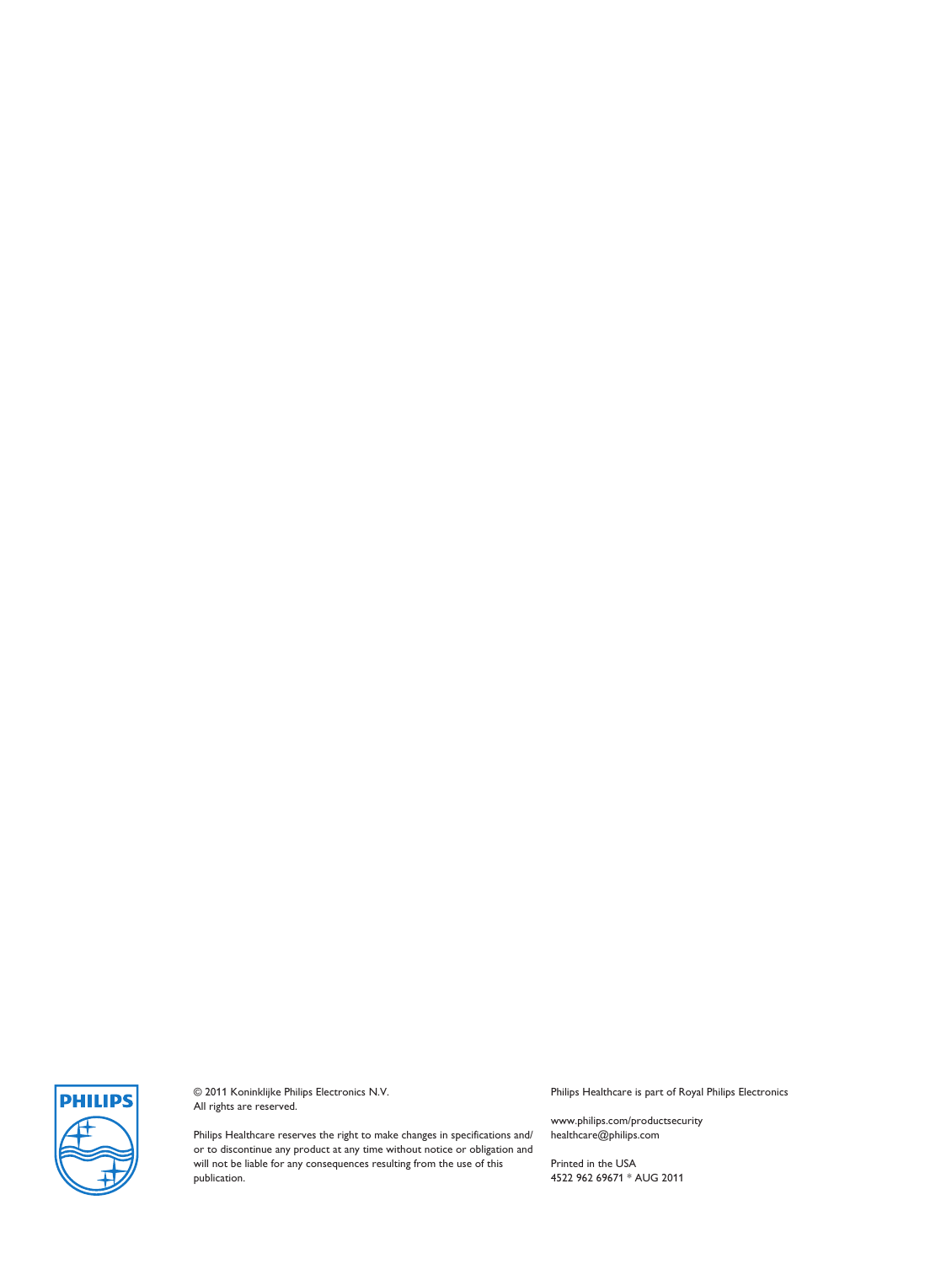© 2011 Koninklijke Philips Electronics N.V.
All rights are reserved.

Philips Healthcare reserves the right to make changes in specifications and/or to discontinue any product at any time without notice or obligation and will not be liable for any consequences resulting from the use of this publication.

Philips Healthcare is part of Royal Philips Electronics

www.philips.com/productsecurity
healthcare@philips.com

Printed in the USA
4522 962 69671 * AUG 2011